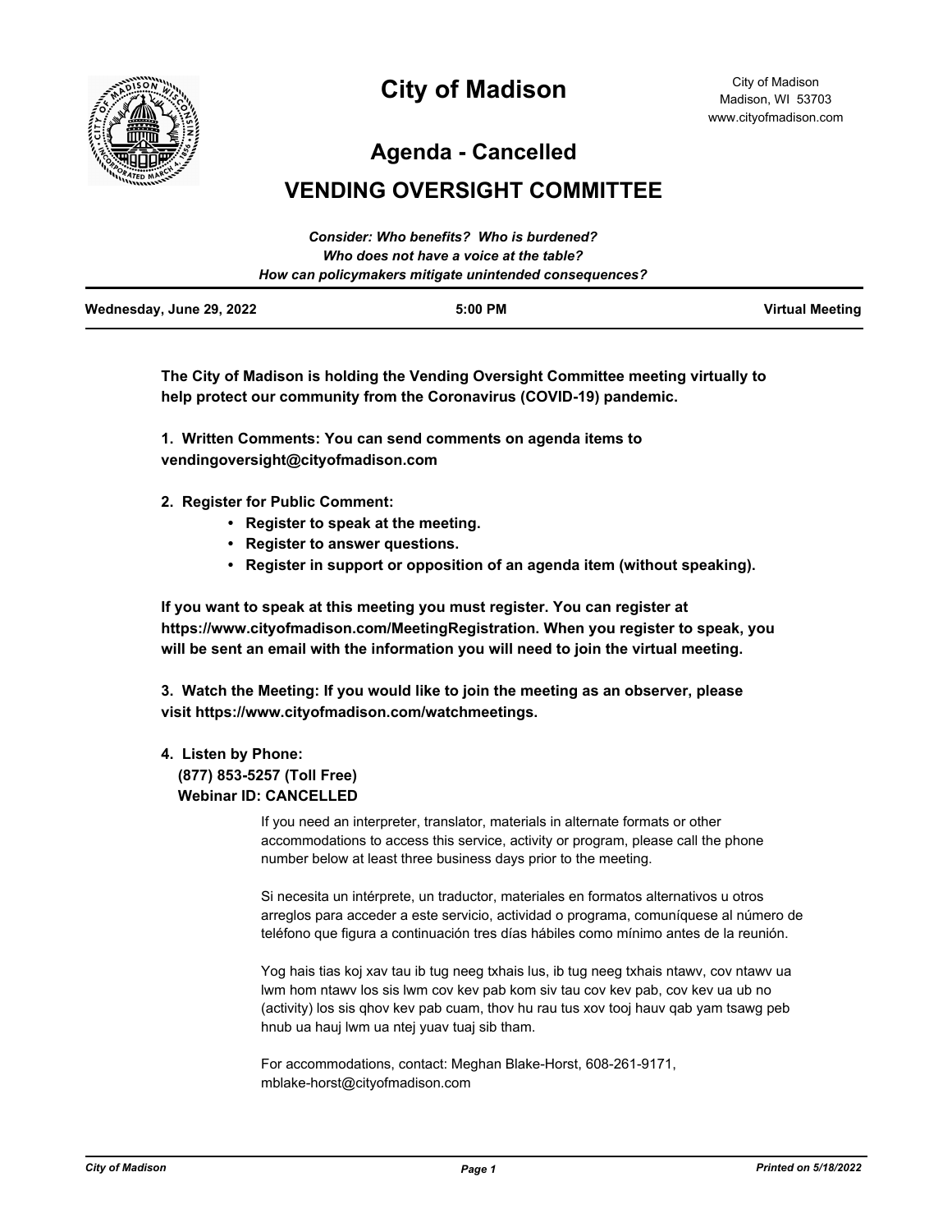# City of Madison

City of Madison
Madison, WI 53703
www.cityofmadison.com

## Agenda - Cancelled

## VENDING OVERSIGHT COMMITTEE

***Consider: Who benefits? Who is burdened?***
***Who does not have a voice at the table?***
***How can policymakers mitigate unintended consequences?***

| Wednesday, June 29, 2022 | 5:00 PM | Virtual Meeting |
|---|---|---|

**The City of Madison is holding the Vending Oversight Committee meeting virtually to help protect our community from the Coronavirus (COVID-19) pandemic.**

**1. Written Comments: You can send comments on agenda items to vendingoversight@cityofmadison.com**

**2. Register for Public Comment:**

- **Register to speak at the meeting.**
- **Register to answer questions.**
- **Register in support or opposition of an agenda item (without speaking).**

**If you want to speak at this meeting you must register. You can register at https://www.cityofmadison.com/MeetingRegistration. When you register to speak, you will be sent an email with the information you will need to join the virtual meeting.**

**3. Watch the Meeting: If you would like to join the meeting as an observer, please visit https://www.cityofmadison.com/watchmeetings.**

**4. Listen by Phone:**
**(877) 853-5257 (Toll Free)**
**Webinar ID: CANCELLED**

If you need an interpreter, translator, materials in alternate formats or other accommodations to access this service, activity or program, please call the phone number below at least three business days prior to the meeting.

Si necesita un intérprete, un traductor, materiales en formatos alternativos u otros arreglos para acceder a este servicio, actividad o programa, comuníquese al número de teléfono que figura a continuación tres días hábiles como mínimo antes de la reunión.

Yog hais tias koj xav tau ib tug neeg txhais lus, ib tug neeg txhais ntawv, cov ntawv ua lwm hom ntawv los sis lwm cov kev pab kom siv tau cov kev pab, cov kev ua ub no (activity) los sis qhov kev pab cuam, thov hu rau tus xov tooj hauv qab yam tsawg peb hnub ua hauj lwm ua ntej yuav tuaj sib tham.

For accommodations, contact: Meghan Blake-Horst, 608-261-9171, mblake-horst@cityofmadison.com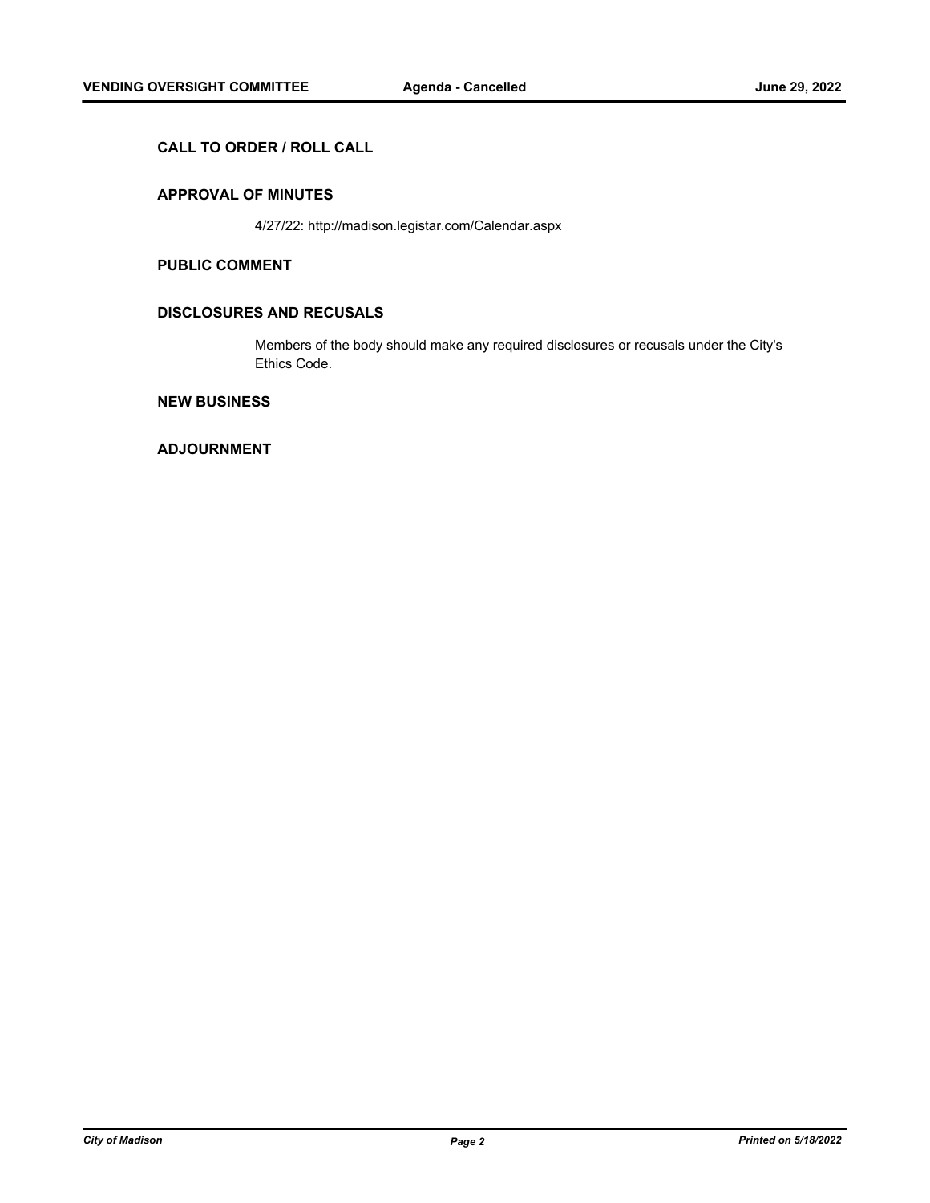## CALL TO ORDER / ROLL CALL

## APPROVAL OF MINUTES

4/27/22: http://madison.legistar.com/Calendar.aspx

## PUBLIC COMMENT

## DISCLOSURES AND RECUSALS

Members of the body should make any required disclosures or recusals under the City's Ethics Code.

## NEW BUSINESS

## ADJOURNMENT